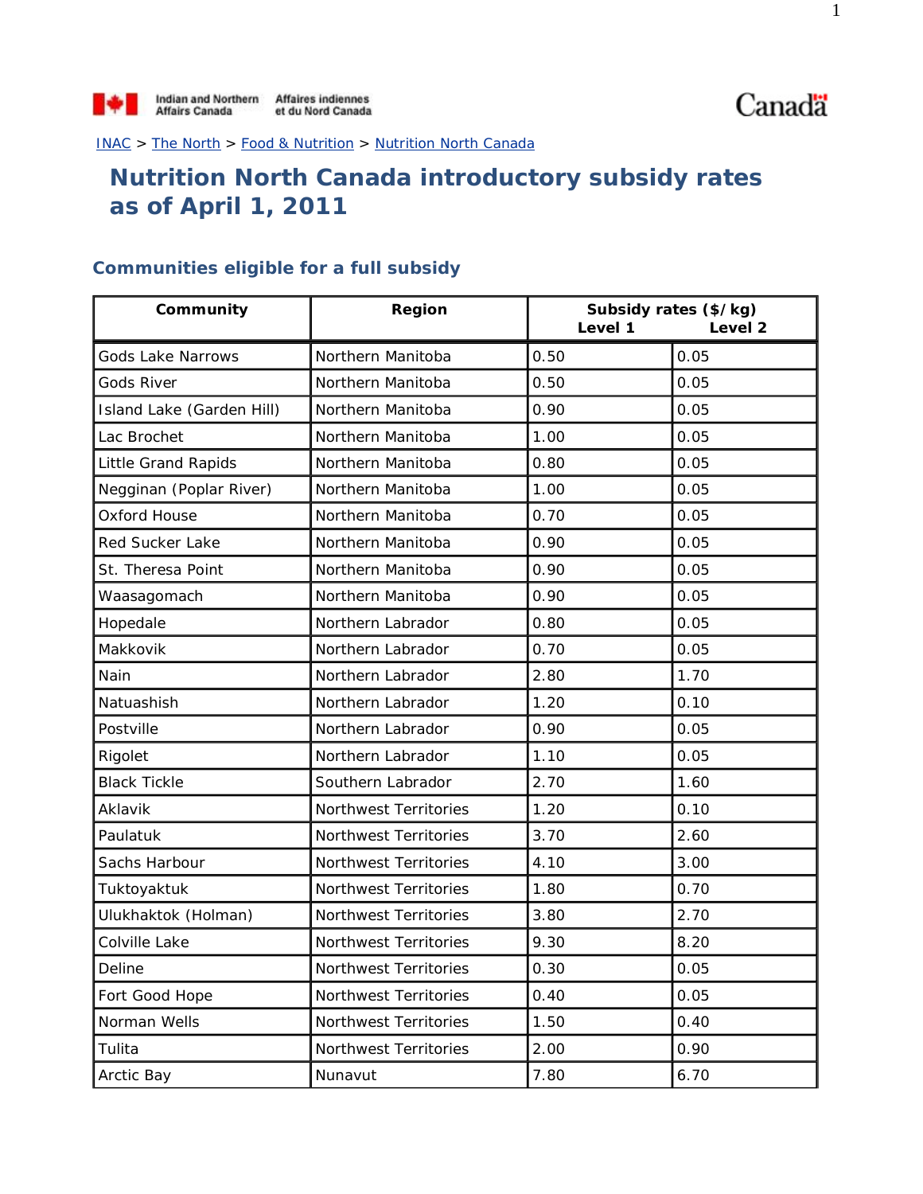Indian and Northern Affairs Canada | Affaires indiennes et du Nord Canada

Canada

INAC > The North > Food & Nutrition > Nutrition North Canada

# Nutrition North Canada introductory subsidy rates as of April 1, 2011

## Communities eligible for a full subsidy

| Community | Region | Subsidy rates ($/kg) | |
|---|---|---|---|
| | | Level 1 | Level 2 |
| Gods Lake Narrows | Northern Manitoba | 0.50 | 0.05 |
| Gods River | Northern Manitoba | 0.50 | 0.05 |
| Island Lake (Garden Hill) | Northern Manitoba | 0.90 | 0.05 |
| Lac Brochet | Northern Manitoba | 1.00 | 0.05 |
| Little Grand Rapids | Northern Manitoba | 0.80 | 0.05 |
| Negginan (Poplar River) | Northern Manitoba | 1.00 | 0.05 |
| Oxford House | Northern Manitoba | 0.70 | 0.05 |
| Red Sucker Lake | Northern Manitoba | 0.90 | 0.05 |
| St. Theresa Point | Northern Manitoba | 0.90 | 0.05 |
| Waasagomach | Northern Manitoba | 0.90 | 0.05 |
| Hopedale | Northern Labrador | 0.80 | 0.05 |
| Makkovik | Northern Labrador | 0.70 | 0.05 |
| Nain | Northern Labrador | 2.80 | 1.70 |
| Natuashish | Northern Labrador | 1.20 | 0.10 |
| Postville | Northern Labrador | 0.90 | 0.05 |
| Rigolet | Northern Labrador | 1.10 | 0.05 |
| Black Tickle | Southern Labrador | 2.70 | 1.60 |
| Aklavik | Northwest Territories | 1.20 | 0.10 |
| Paulatuk | Northwest Territories | 3.70 | 2.60 |
| Sachs Harbour | Northwest Territories | 4.10 | 3.00 |
| Tuktoyaktuk | Northwest Territories | 1.80 | 0.70 |
| Ulukhaktok (Holman) | Northwest Territories | 3.80 | 2.70 |
| Colville Lake | Northwest Territories | 9.30 | 8.20 |
| Deline | Northwest Territories | 0.30 | 0.05 |
| Fort Good Hope | Northwest Territories | 0.40 | 0.05 |
| Norman Wells | Northwest Territories | 1.50 | 0.40 |
| Tulita | Northwest Territories | 2.00 | 0.90 |
| Arctic Bay | Nunavut | 7.80 | 6.70 |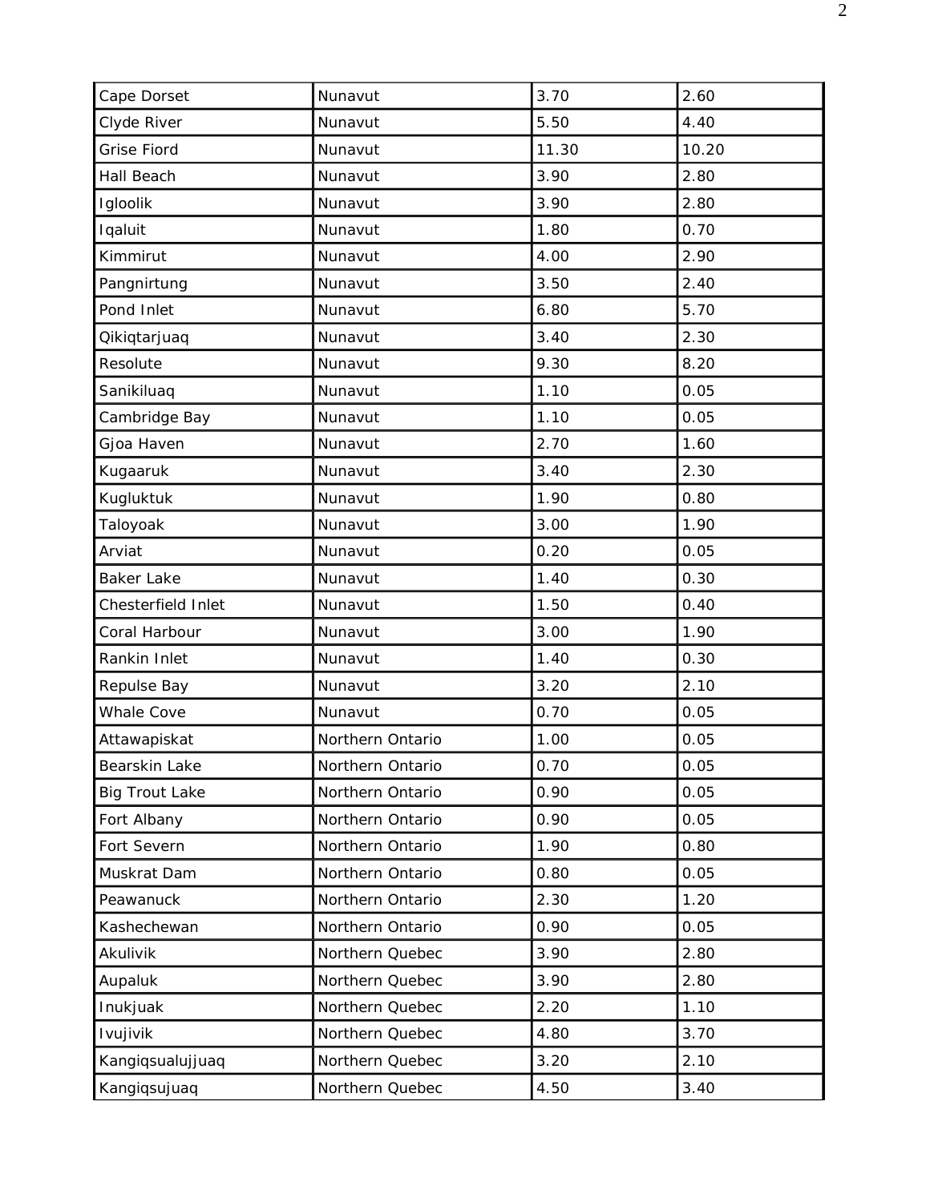| | | | |
|---|---|---|---|
| Cape Dorset | Nunavut | 3.70 | 2.60 |
| Clyde River | Nunavut | 5.50 | 4.40 |
| Grise Fiord | Nunavut | 11.30 | 10.20 |
| Hall Beach | Nunavut | 3.90 | 2.80 |
| Igloolik | Nunavut | 3.90 | 2.80 |
| Iqaluit | Nunavut | 1.80 | 0.70 |
| Kimmirut | Nunavut | 4.00 | 2.90 |
| Pangnirtung | Nunavut | 3.50 | 2.40 |
| Pond Inlet | Nunavut | 6.80 | 5.70 |
| Qikiqtarjuaq | Nunavut | 3.40 | 2.30 |
| Resolute | Nunavut | 9.30 | 8.20 |
| Sanikiluaq | Nunavut | 1.10 | 0.05 |
| Cambridge Bay | Nunavut | 1.10 | 0.05 |
| Gjoa Haven | Nunavut | 2.70 | 1.60 |
| Kugaaruk | Nunavut | 3.40 | 2.30 |
| Kugluktuk | Nunavut | 1.90 | 0.80 |
| Taloyoak | Nunavut | 3.00 | 1.90 |
| Arviat | Nunavut | 0.20 | 0.05 |
| Baker Lake | Nunavut | 1.40 | 0.30 |
| Chesterfield Inlet | Nunavut | 1.50 | 0.40 |
| Coral Harbour | Nunavut | 3.00 | 1.90 |
| Rankin Inlet | Nunavut | 1.40 | 0.30 |
| Repulse Bay | Nunavut | 3.20 | 2.10 |
| Whale Cove | Nunavut | 0.70 | 0.05 |
| Attawapiskat | Northern Ontario | 1.00 | 0.05 |
| Bearskin Lake | Northern Ontario | 0.70 | 0.05 |
| Big Trout Lake | Northern Ontario | 0.90 | 0.05 |
| Fort Albany | Northern Ontario | 0.90 | 0.05 |
| Fort Severn | Northern Ontario | 1.90 | 0.80 |
| Muskrat Dam | Northern Ontario | 0.80 | 0.05 |
| Peawanuck | Northern Ontario | 2.30 | 1.20 |
| Kashechewan | Northern Ontario | 0.90 | 0.05 |
| Akulivik | Northern Quebec | 3.90 | 2.80 |
| Aupaluk | Northern Quebec | 3.90 | 2.80 |
| Inukjuak | Northern Quebec | 2.20 | 1.10 |
| Ivujivik | Northern Quebec | 4.80 | 3.70 |
| Kangiqsualujjuaq | Northern Quebec | 3.20 | 2.10 |
| Kangiqsujuaq | Northern Quebec | 4.50 | 3.40 |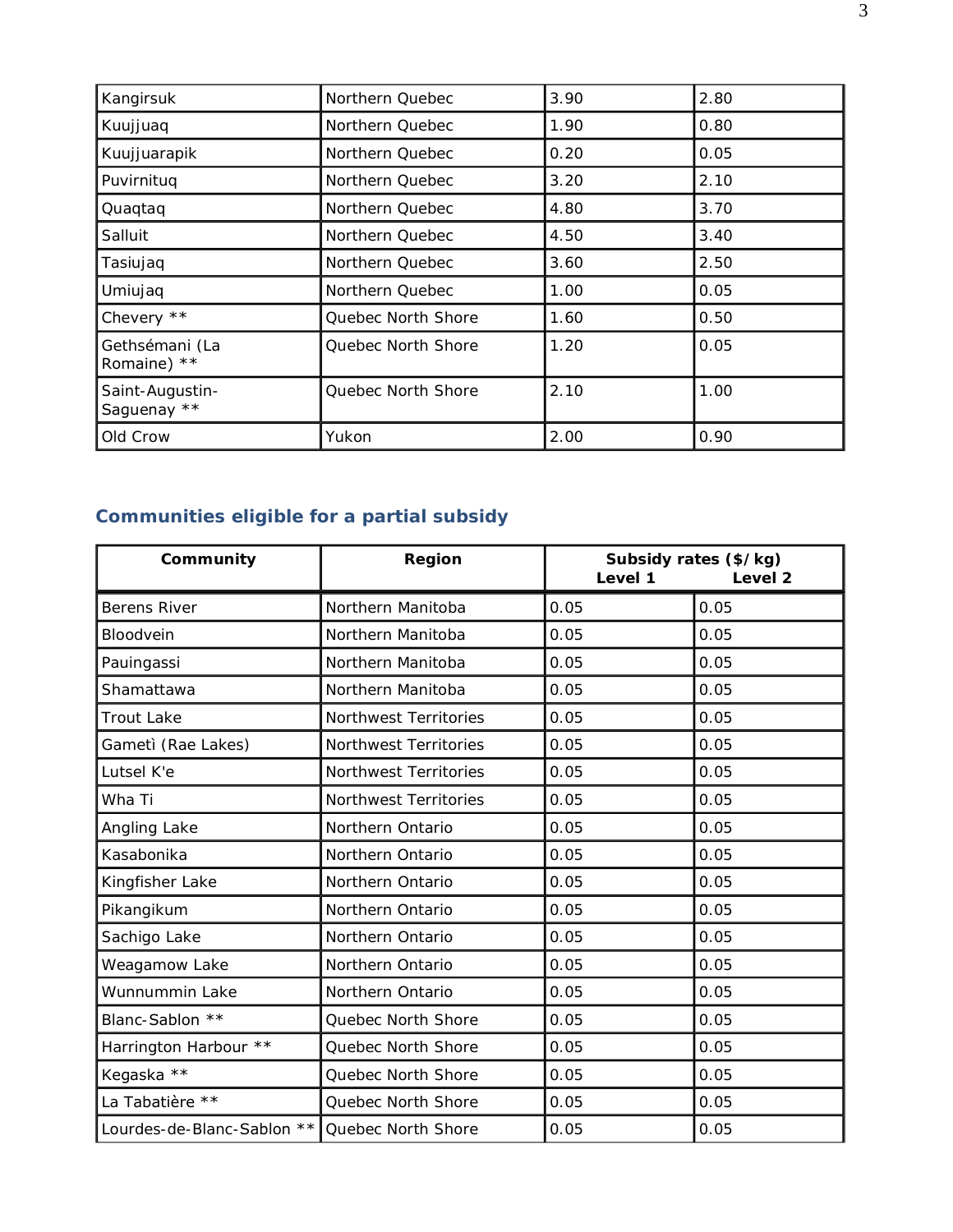| | | | |
|---|---|---|---|
| Kangirsuk | Northern Quebec | 3.90 | 2.80 |
| Kuujjuaq | Northern Quebec | 1.90 | 0.80 |
| Kuujjuarapik | Northern Quebec | 0.20 | 0.05 |
| Puvirnituq | Northern Quebec | 3.20 | 2.10 |
| Quaqtaq | Northern Quebec | 4.80 | 3.70 |
| Salluit | Northern Quebec | 4.50 | 3.40 |
| Tasiujaq | Northern Quebec | 3.60 | 2.50 |
| Umiujaq | Northern Quebec | 1.00 | 0.05 |
| Chevery ** | Quebec North Shore | 1.60 | 0.50 |
| Gethsémani (La Romaine) ** | Quebec North Shore | 1.20 | 0.05 |
| Saint-Augustin-Saguenay ** | Quebec North Shore | 2.10 | 1.00 |
| Old Crow | Yukon | 2.00 | 0.90 |

## Communities eligible for a partial subsidy

| Community | Region | Subsidy rates ($/kg) | |
|---|---|---|---|
| | | Level 1 | Level 2 |
| Berens River | Northern Manitoba | 0.05 | 0.05 |
| Bloodvein | Northern Manitoba | 0.05 | 0.05 |
| Pauingassi | Northern Manitoba | 0.05 | 0.05 |
| Shamattawa | Northern Manitoba | 0.05 | 0.05 |
| Trout Lake | Northwest Territories | 0.05 | 0.05 |
| Gametì (Rae Lakes) | Northwest Territories | 0.05 | 0.05 |
| Lutsel K'e | Northwest Territories | 0.05 | 0.05 |
| Wha Ti | Northwest Territories | 0.05 | 0.05 |
| Angling Lake | Northern Ontario | 0.05 | 0.05 |
| Kasabonika | Northern Ontario | 0.05 | 0.05 |
| Kingfisher Lake | Northern Ontario | 0.05 | 0.05 |
| Pikangikum | Northern Ontario | 0.05 | 0.05 |
| Sachigo Lake | Northern Ontario | 0.05 | 0.05 |
| Weagamow Lake | Northern Ontario | 0.05 | 0.05 |
| Wunnummin Lake | Northern Ontario | 0.05 | 0.05 |
| Blanc-Sablon ** | Quebec North Shore | 0.05 | 0.05 |
| Harrington Harbour ** | Quebec North Shore | 0.05 | 0.05 |
| Kegaska ** | Quebec North Shore | 0.05 | 0.05 |
| La Tabatière ** | Quebec North Shore | 0.05 | 0.05 |
| Lourdes-de-Blanc-Sablon ** | Quebec North Shore | 0.05 | 0.05 |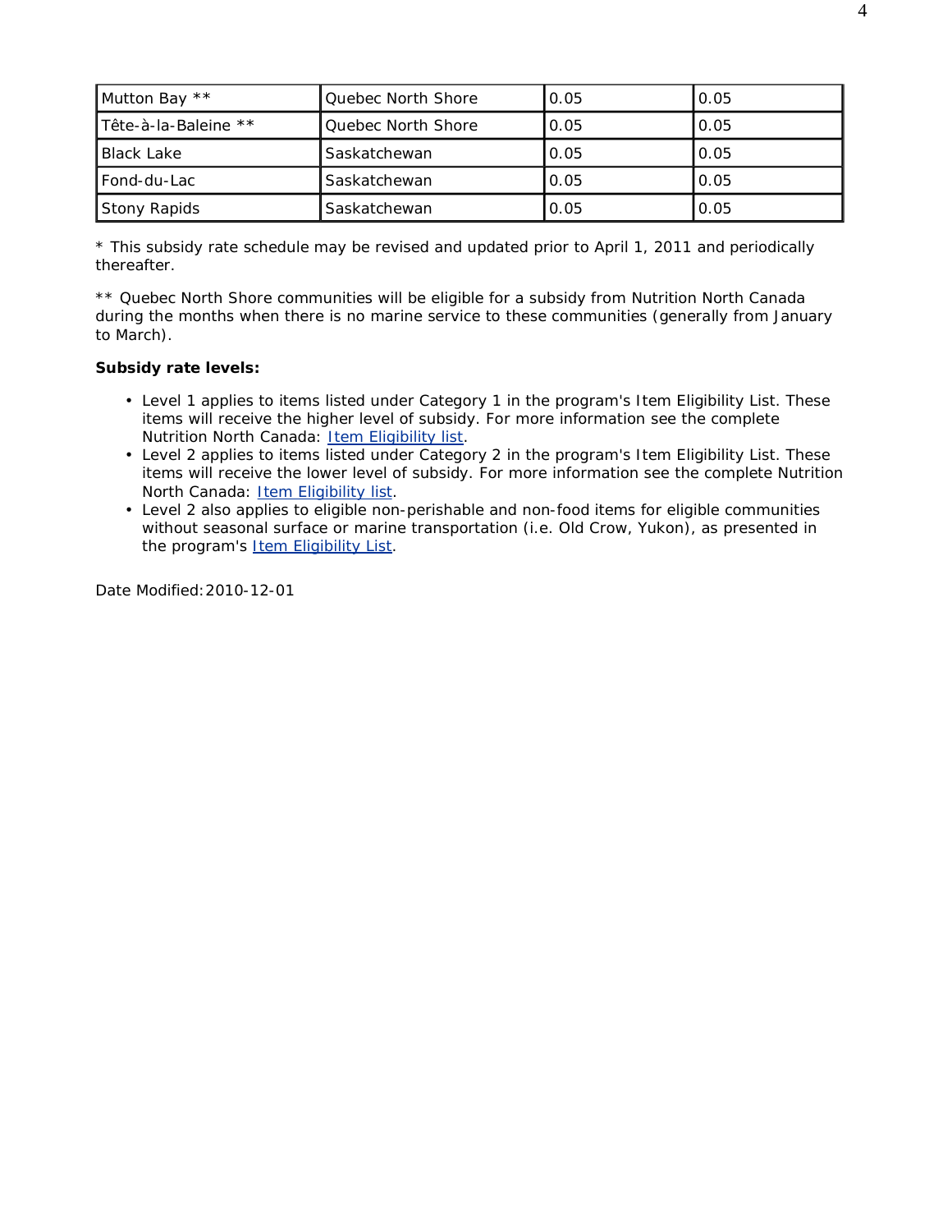| | | | |
|---|---|---|---|
| Mutton Bay ** | Quebec North Shore | 0.05 | 0.05 |
| Tête-à-la-Baleine ** | Quebec North Shore | 0.05 | 0.05 |
| Black Lake | Saskatchewan | 0.05 | 0.05 |
| Fond-du-Lac | Saskatchewan | 0.05 | 0.05 |
| Stony Rapids | Saskatchewan | 0.05 | 0.05 |

* This subsidy rate schedule may be revised and updated prior to April 1, 2011 and periodically thereafter.

** Quebec North Shore communities will be eligible for a subsidy from Nutrition North Canada during the months when there is no marine service to these communities (generally from January to March).

**Subsidy rate levels:**

- Level 1 applies to items listed under Category 1 in the program's Item Eligibility List. These items will receive the higher level of subsidy. For more information see the complete Nutrition North Canada: Item Eligibility list.
- Level 2 applies to items listed under Category 2 in the program's Item Eligibility List. These items will receive the lower level of subsidy. For more information see the complete Nutrition North Canada: Item Eligibility list.
- Level 2 also applies to eligible non-perishable and non-food items for eligible communities without seasonal surface or marine transportation (i.e. Old Crow, Yukon), as presented in the program's Item Eligibility List.

Date Modified: 2010-12-01